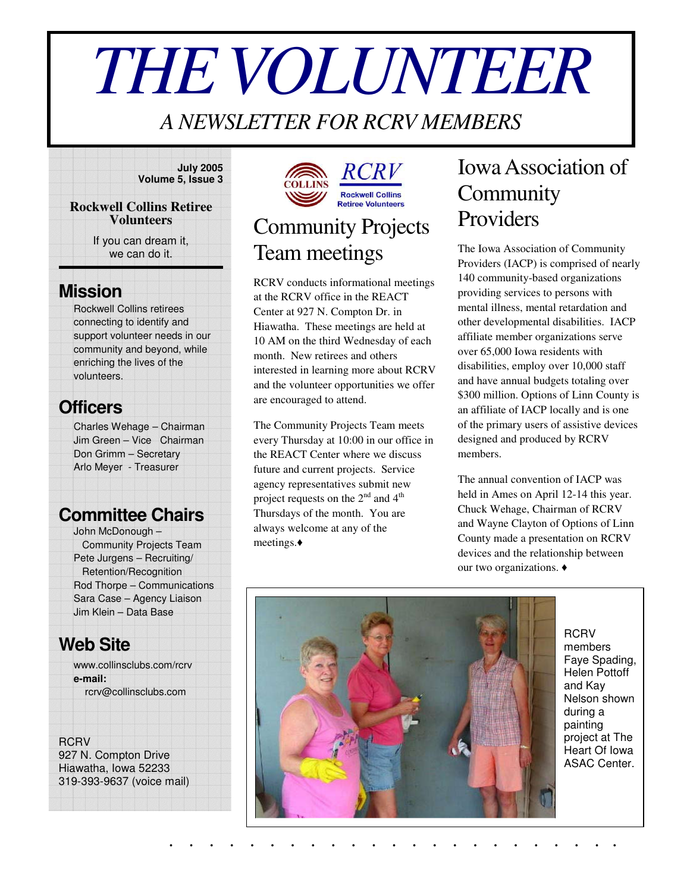# THE VOLUNTEER

*A NEWSLETTER FOR RCRV MEMBERS*

**July 2005**
**Volume 5, Issue 3**

**Rockwell Collins Retiree Volunteers**

If you can dream it, we can do it.

## Mission

Rockwell Collins retirees connecting to identify and support volunteer needs in our community and beyond, while enriching the lives of the volunteers.

## Officers

Charles Wehage – Chairman
Jim Green – Vice Chairman
Don Grimm – Secretary
Arlo Meyer - Treasurer

## Committee Chairs

John McDonough – Community Projects Team
Pete Jurgens – Recruiting/ Retention/Recognition
Rod Thorpe – Communications
Sara Case – Agency Liaison
Jim Klein – Data Base

## Web Site

www.collinsclubs.com/rcrv
**e-mail:**
rcrv@collinsclubs.com

RCRV
927 N. Compton Drive
Hiawatha, Iowa 52233
319-393-9637 (voice mail)

COLLINS RCRV Rockwell Collins Retiree Volunteers

# Community Projects Team meetings

RCRV conducts informational meetings at the RCRV office in the REACT Center at 927 N. Compton Dr. in Hiawatha. These meetings are held at 10 AM on the third Wednesday of each month. New retirees and others interested in learning more about RCRV and the volunteer opportunities we offer are encouraged to attend.

The Community Projects Team meets every Thursday at 10:00 in our office in the REACT Center where we discuss future and current projects. Service agency representatives submit new project requests on the 2nd and 4th Thursdays of the month. You are always welcome at any of the meetings.♦

# Iowa Association of Community Providers

The Iowa Association of Community Providers (IACP) is comprised of nearly 140 community-based organizations providing services to persons with mental illness, mental retardation and other developmental disabilities. IACP affiliate member organizations serve over 65,000 Iowa residents with disabilities, employ over 10,000 staff and have annual budgets totaling over $300 million. Options of Linn County is an affiliate of IACP locally and is one of the primary users of assistive devices designed and produced by RCRV members.

The annual convention of IACP was held in Ames on April 12-14 this year. Chuck Wehage, Chairman of RCRV and Wayne Clayton of Options of Linn County made a presentation on RCRV devices and the relationship between our two organizations. ♦

RCRV members Faye Spading, Helen Pottoff and Kay Nelson shown during a painting project at The Heart Of Iowa ASAC Center.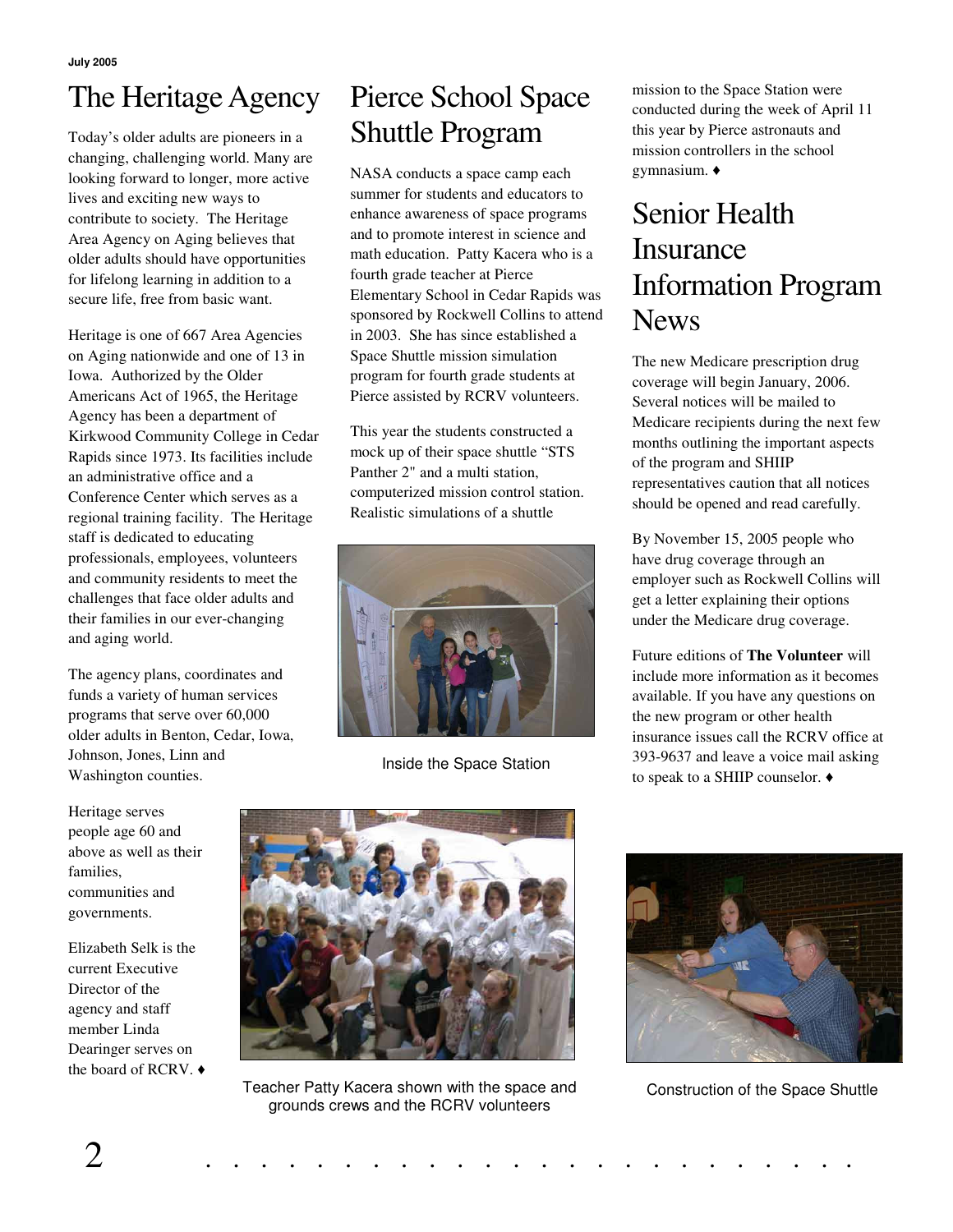July 2005

# The Heritage Agency

Today's older adults are pioneers in a changing, challenging world. Many are looking forward to longer, more active lives and exciting new ways to contribute to society. The Heritage Area Agency on Aging believes that older adults should have opportunities for lifelong learning in addition to a secure life, free from basic want.

Heritage is one of 667 Area Agencies on Aging nationwide and one of 13 in Iowa. Authorized by the Older Americans Act of 1965, the Heritage Agency has been a department of Kirkwood Community College in Cedar Rapids since 1973. Its facilities include an administrative office and a Conference Center which serves as a regional training facility. The Heritage staff is dedicated to educating professionals, employees, volunteers and community residents to meet the challenges that face older adults and their families in our ever-changing and aging world.

The agency plans, coordinates and funds a variety of human services programs that serve over 60,000 older adults in Benton, Cedar, Iowa, Johnson, Jones, Linn and Washington counties.

Heritage serves people age 60 and above as well as their families, communities and governments.

Elizabeth Selk is the current Executive Director of the agency and staff member Linda Dearinger serves on the board of RCRV. ♦

# Pierce School Space Shuttle Program

NASA conducts a space camp each summer for students and educators to enhance awareness of space programs and to promote interest in science and math education. Patty Kacera who is a fourth grade teacher at Pierce Elementary School in Cedar Rapids was sponsored by Rockwell Collins to attend in 2003. She has since established a Space Shuttle mission simulation program for fourth grade students at Pierce assisted by RCRV volunteers.

This year the students constructed a mock up of their space shuttle "STS Panther 2" and a multi station, computerized mission control station. Realistic simulations of a shuttle mission to the Space Station were conducted during the week of April 11 this year by Pierce astronauts and mission controllers in the school gymnasium. ♦

Inside the Space Station

Teacher Patty Kacera shown with the space and grounds crews and the RCRV volunteers

# Senior Health Insurance Information Program News

The new Medicare prescription drug coverage will begin January, 2006. Several notices will be mailed to Medicare recipients during the next few months outlining the important aspects of the program and SHIIP representatives caution that all notices should be opened and read carefully.

By November 15, 2005 people who have drug coverage through an employer such as Rockwell Collins will get a letter explaining their options under the Medicare drug coverage.

Future editions of **The Volunteer** will include more information as it becomes available. If you have any questions on the new program or other health insurance issues call the RCRV office at 393-9637 and leave a voice mail asking to speak to a SHIIP counselor. ♦

Construction of the Space Shuttle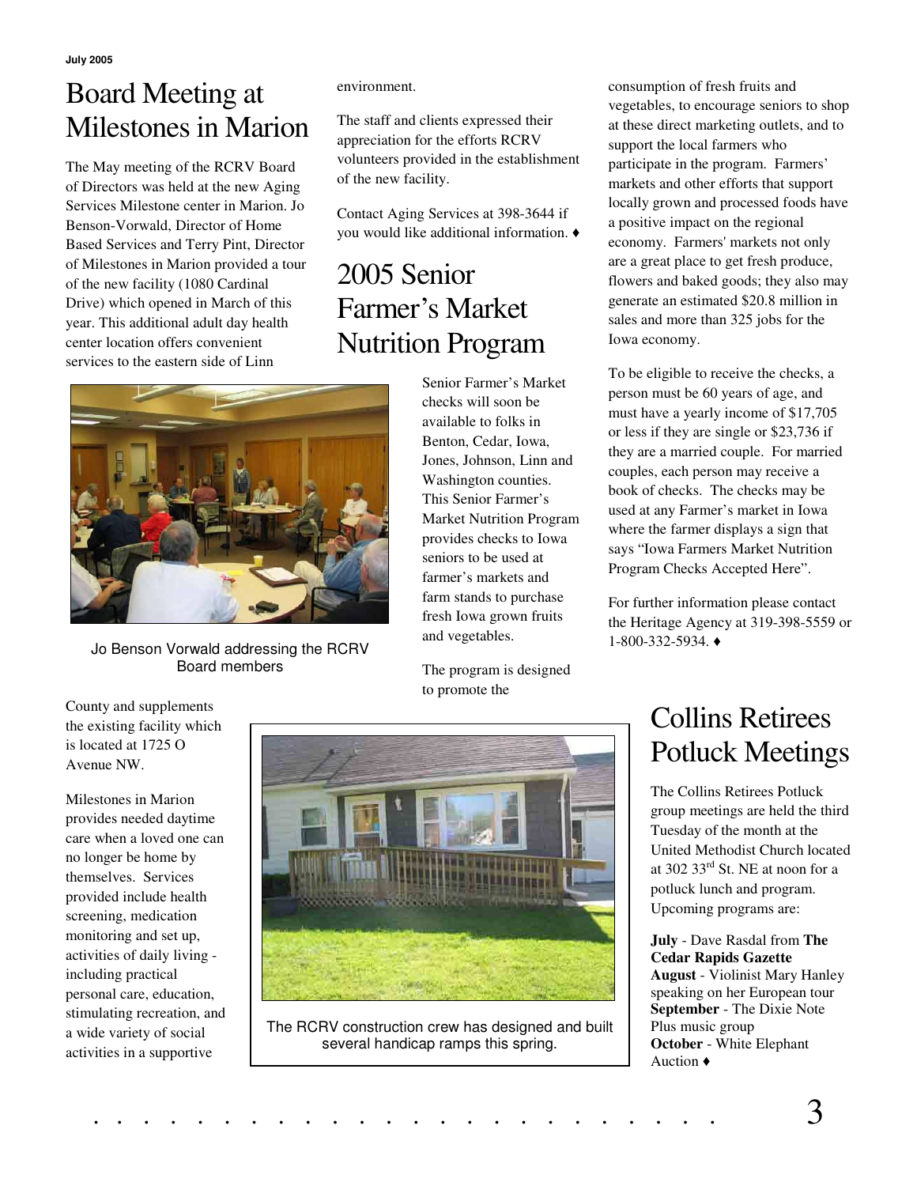# Board Meeting at Milestones in Marion

The May meeting of the RCRV Board of Directors was held at the new Aging Services Milestone center in Marion. Jo Benson-Vorwald, Director of Home Based Services and Terry Pint, Director of Milestones in Marion provided a tour of the new facility (1080 Cardinal Drive) which opened in March of this year. This additional adult day health center location offers convenient services to the eastern side of Linn County and supplements the existing facility which is located at 1725 O Avenue NW.

Jo Benson Vorwald addressing the RCRV Board members

Milestones in Marion provides needed daytime care when a loved one can no longer be home by themselves. Services provided include health screening, medication monitoring and set up, activities of daily living - including practical personal care, education, stimulating recreation, and a wide variety of social activities in a supportive environment.

The staff and clients expressed their appreciation for the efforts RCRV volunteers provided in the establishment of the new facility.

Contact Aging Services at 398-3644 if you would like additional information. ♦

# 2005 Senior Farmer's Market Nutrition Program

Senior Farmer's Market checks will soon be available to folks in Benton, Cedar, Iowa, Jones, Johnson, Linn and Washington counties. This Senior Farmer's Market Nutrition Program provides checks to Iowa seniors to be used at farmer's markets and farm stands to purchase fresh Iowa grown fruits and vegetables.

The program is designed to promote the consumption of fresh fruits and vegetables, to encourage seniors to shop at these direct marketing outlets, and to support the local farmers who participate in the program. Farmers' markets and other efforts that support locally grown and processed foods have a positive impact on the regional economy. Farmers' markets not only are a great place to get fresh produce, flowers and baked goods; they also may generate an estimated $20.8 million in sales and more than 325 jobs for the Iowa economy.

To be eligible to receive the checks, a person must be 60 years of age, and must have a yearly income of $17,705 or less if they are single or $23,736 if they are a married couple. For married couples, each person may receive a book of checks. The checks may be used at any Farmer's market in Iowa where the farmer displays a sign that says "Iowa Farmers Market Nutrition Program Checks Accepted Here".

For further information please contact the Heritage Agency at 319-398-5559 or 1-800-332-5934. ♦

The RCRV construction crew has designed and built several handicap ramps this spring.

# Collins Retirees Potluck Meetings

The Collins Retirees Potluck group meetings are held the third Tuesday of the month at the United Methodist Church located at 302 33rd St. NE at noon for a potluck lunch and program. Upcoming programs are:

**July** - Dave Rasdal from **The Cedar Rapids Gazette**
**August** - Violinist Mary Hanley speaking on her European tour
**September** - The Dixie Note Plus music group
**October** - White Elephant Auction ♦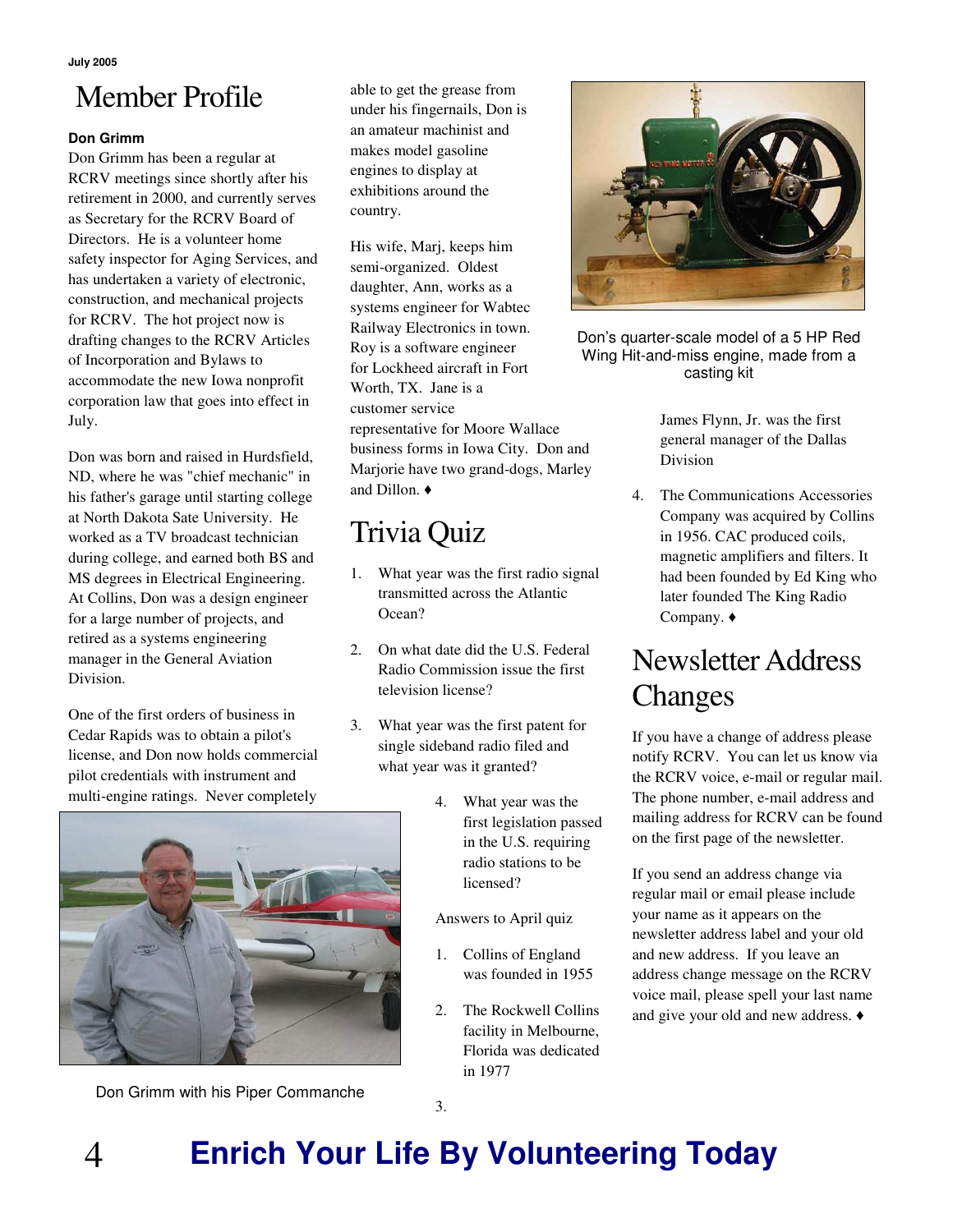# Member Profile

**Don Grimm**

Don Grimm has been a regular at RCRV meetings since shortly after his retirement in 2000, and currently serves as Secretary for the RCRV Board of Directors. He is a volunteer home safety inspector for Aging Services, and has undertaken a variety of electronic, construction, and mechanical projects for RCRV. The hot project now is drafting changes to the RCRV Articles of Incorporation and Bylaws to accommodate the new Iowa nonprofit corporation law that goes into effect in July.

Don was born and raised in Hurdsfield, ND, where he was "chief mechanic" in his father's garage until starting college at North Dakota Sate University. He worked as a TV broadcast technician during college, and earned both BS and MS degrees in Electrical Engineering. At Collins, Don was a design engineer for a large number of projects, and retired as a systems engineering manager in the General Aviation Division.

One of the first orders of business in Cedar Rapids was to obtain a pilot's license, and Don now holds commercial pilot credentials with instrument and multi-engine ratings. Never completely able to get the grease from under his fingernails, Don is an amateur machinist and makes model gasoline engines to display at exhibitions around the country.

Don Grimm with his Piper Commanche

His wife, Marj, keeps him semi-organized. Oldest daughter, Ann, works as a systems engineer for Wabtec Railway Electronics in town. Roy is a software engineer for Lockheed aircraft in Fort Worth, TX. Jane is a customer service representative for Moore Wallace business forms in Iowa City. Don and Marjorie have two grand-dogs, Marley and Dillon. ♦

Don's quarter-scale model of a 5 HP Red Wing Hit-and-miss engine, made from a casting kit

# Trivia Quiz

1. What year was the first radio signal transmitted across the Atlantic Ocean?
2. On what date did the U.S. Federal Radio Commission issue the first television license?
3. What year was the first patent for single sideband radio filed and what year was it granted?
4. What year was the first legislation passed in the U.S. requiring radio stations to be licensed?

Answers to April quiz

1. Collins of England was founded in 1955
2. The Rockwell Collins facility in Melbourne, Florida was dedicated in 1977
3. James Flynn, Jr. was the first general manager of the Dallas Division
4. The Communications Accessories Company was acquired by Collins in 1956. CAC produced coils, magnetic amplifiers and filters. It had been founded by Ed King who later founded The King Radio Company. ♦

# Newsletter Address Changes

If you have a change of address please notify RCRV. You can let us know via the RCRV voice, e-mail or regular mail. The phone number, e-mail address and mailing address for RCRV can be found on the first page of the newsletter.

If you send an address change via regular mail or email please include your name as it appears on the newsletter address label and your old and new address. If you leave an address change message on the RCRV voice mail, please spell your last name and give your old and new address. ♦

**Enrich Your Life By Volunteering Today**